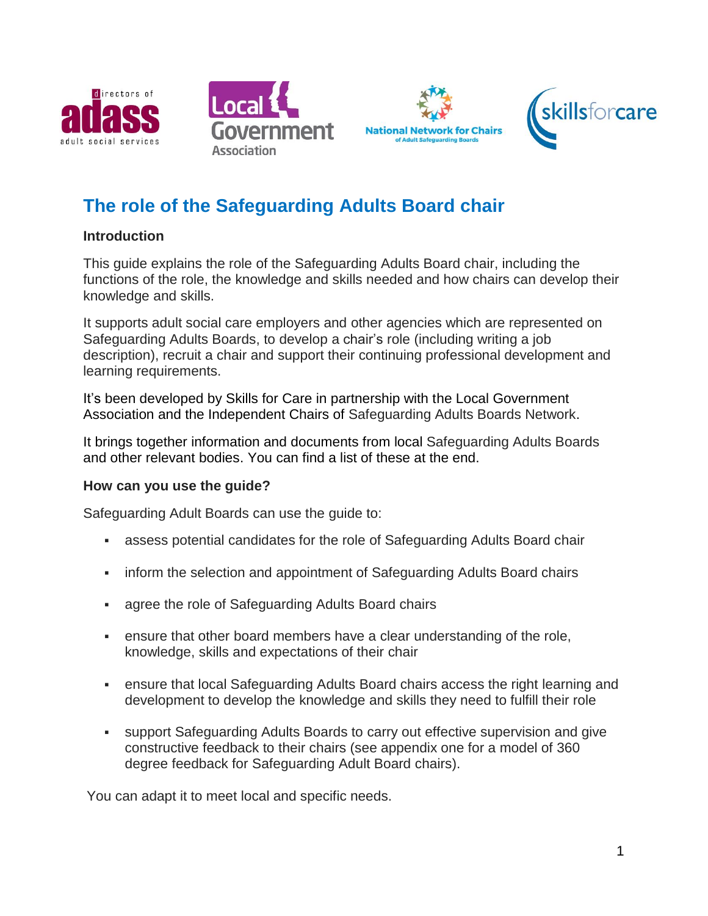# The role of the Safeguarding Adults Board chair

## Introduction

This guide explains the role of the Safeguarding Adults Board chair, including the functions of the role, the knowledge and skills needed and how chairs can develop their knowledge and skills.

It supports adult social care employers and other agencies which are represented on Safeguarding Adults Boards, to develop a chair's role (including writing a job description), recruit a chair and support their continuing professional development and learning requirements.

It's been developed by Skills for Care in partnership with the Local Government Association and the Independent Chairs of Safeguarding Adults Boards Network.

It brings together information and documents from local Safeguarding Adults Boards and other relevant bodies. You can find a list of these at the end.

## How can you use the guide?

Safeguarding Adult Boards can use the guide to:

- assess potential candidates for the role of Safeguarding Adults Board chair
- inform the selection and appointment of Safeguarding Adults Board chairs
- agree the role of Safeguarding Adults Board chairs
- ensure that other board members have a clear understanding of the role, knowledge, skills and expectations of their chair
- ensure that local Safeguarding Adults Board chairs access the right learning and development to develop the knowledge and skills they need to fulfill their role
- support Safeguarding Adults Boards to carry out effective supervision and give constructive feedback to their chairs (see appendix one for a model of 360 degree feedback for Safeguarding Adult Board chairs).

You can adapt it to meet local and specific needs.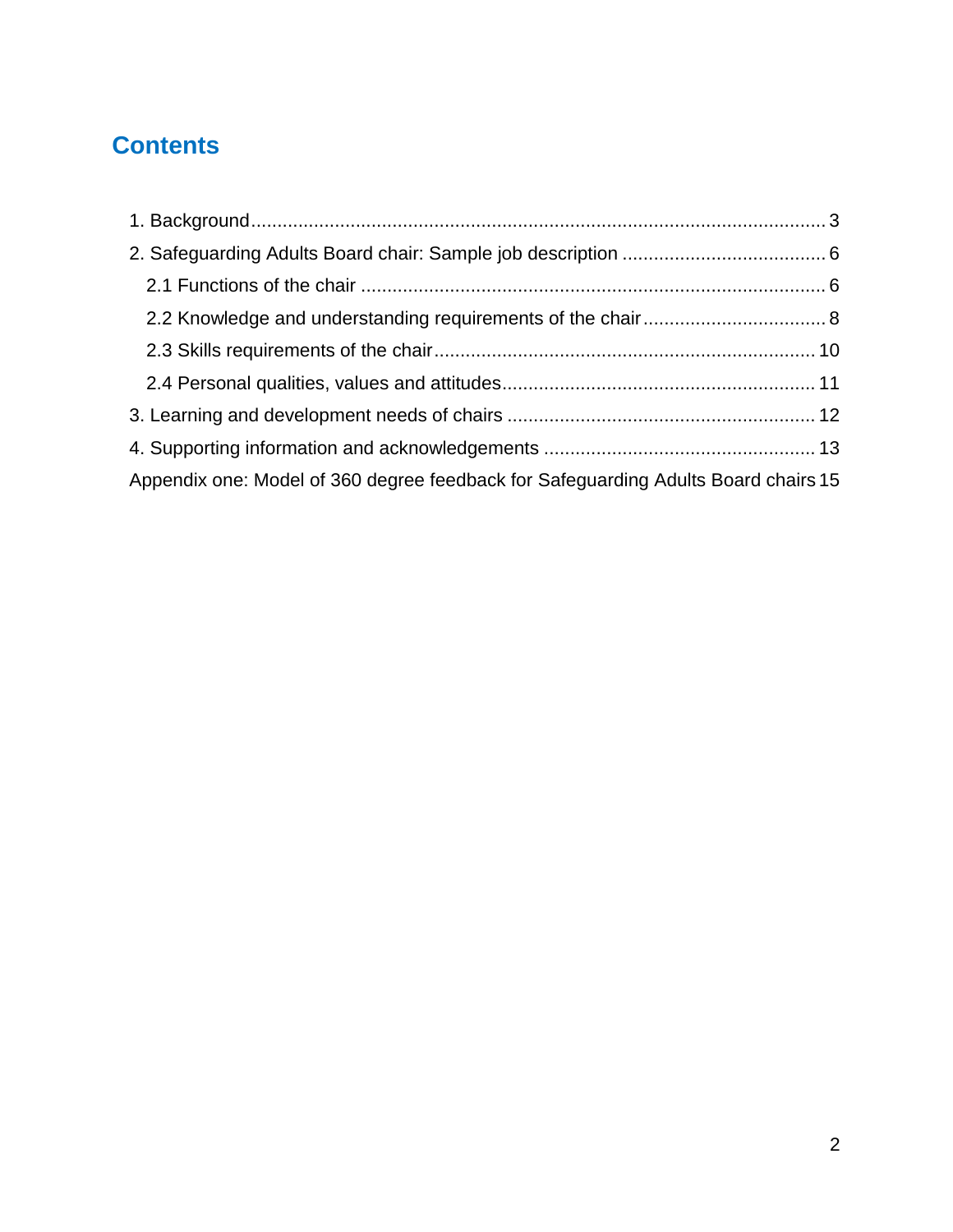## Contents

1. Background ........................................................................................................ 3
2. Safeguarding Adults Board chair: Sample job description ...................................... 6
   - 2.1 Functions of the chair ........................................................................................ 6
   - 2.2 Knowledge and understanding requirements of the chair .................................. 8
   - 2.3 Skills requirements of the chair ....................................................................... 10
   - 2.4 Personal qualities, values and attitudes .......................................................... 11
3. Learning and development needs of chairs .......................................................... 12
4. Supporting information and acknowledgements ................................................... 13

Appendix one: Model of 360 degree feedback for Safeguarding Adults Board chairs 15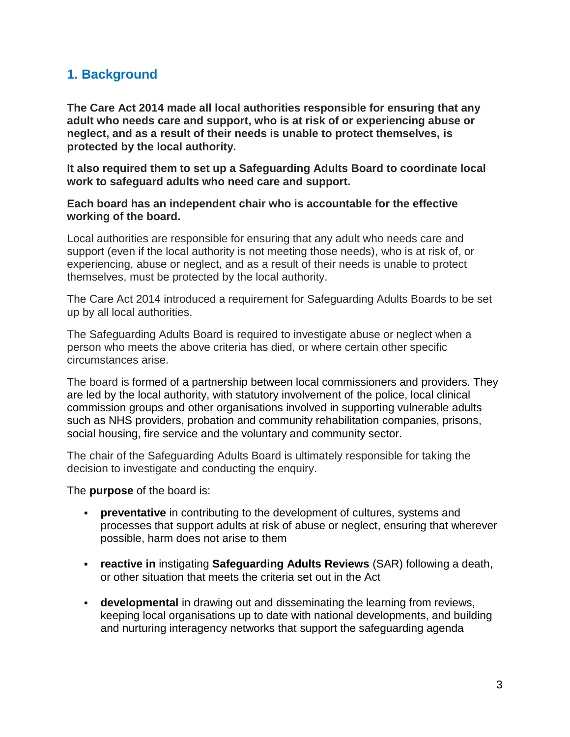## 1. Background

**The Care Act 2014 made all local authorities responsible for ensuring that any adult who needs care and support, who is at risk of or experiencing abuse or neglect, and as a result of their needs is unable to protect themselves, is protected by the local authority.**

**It also required them to set up a Safeguarding Adults Board to coordinate local work to safeguard adults who need care and support.**

**Each board has an independent chair who is accountable for the effective working of the board.**

Local authorities are responsible for ensuring that any adult who needs care and support (even if the local authority is not meeting those needs), who is at risk of, or experiencing, abuse or neglect, and as a result of their needs is unable to protect themselves, must be protected by the local authority.

The Care Act 2014 introduced a requirement for Safeguarding Adults Boards to be set up by all local authorities.

The Safeguarding Adults Board is required to investigate abuse or neglect when a person who meets the above criteria has died, or where certain other specific circumstances arise.

The board is formed of a partnership between local commissioners and providers. They are led by the local authority, with statutory involvement of the police, local clinical commission groups and other organisations involved in supporting vulnerable adults such as NHS providers, probation and community rehabilitation companies, prisons, social housing, fire service and the voluntary and community sector.

The chair of the Safeguarding Adults Board is ultimately responsible for taking the decision to investigate and conducting the enquiry.

The **purpose** of the board is:

- **preventative** in contributing to the development of cultures, systems and processes that support adults at risk of abuse or neglect, ensuring that wherever possible, harm does not arise to them
- **reactive in** instigating **Safeguarding Adults Reviews** (SAR) following a death, or other situation that meets the criteria set out in the Act
- **developmental** in drawing out and disseminating the learning from reviews, keeping local organisations up to date with national developments, and building and nurturing interagency networks that support the safeguarding agenda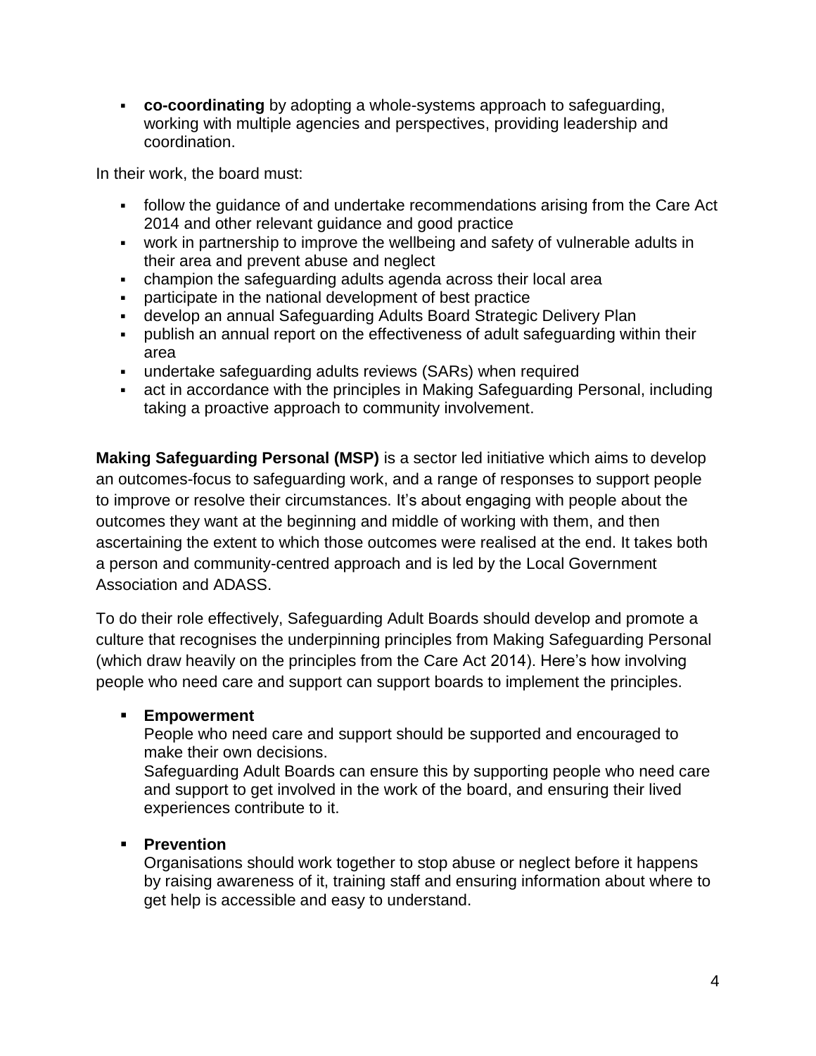- **co-coordinating** by adopting a whole-systems approach to safeguarding, working with multiple agencies and perspectives, providing leadership and coordination.

In their work, the board must:

- follow the guidance of and undertake recommendations arising from the Care Act 2014 and other relevant guidance and good practice
- work in partnership to improve the wellbeing and safety of vulnerable adults in their area and prevent abuse and neglect
- champion the safeguarding adults agenda across their local area
- participate in the national development of best practice
- develop an annual Safeguarding Adults Board Strategic Delivery Plan
- publish an annual report on the effectiveness of adult safeguarding within their area
- undertake safeguarding adults reviews (SARs) when required
- act in accordance with the principles in Making Safeguarding Personal, including taking a proactive approach to community involvement.

**Making Safeguarding Personal (MSP)** is a sector led initiative which aims to develop an outcomes-focus to safeguarding work, and a range of responses to support people to improve or resolve their circumstances. It's about engaging with people about the outcomes they want at the beginning and middle of working with them, and then ascertaining the extent to which those outcomes were realised at the end. It takes both a person and community-centred approach and is led by the Local Government Association and ADASS.

To do their role effectively, Safeguarding Adult Boards should develop and promote a culture that recognises the underpinning principles from Making Safeguarding Personal (which draw heavily on the principles from the Care Act 2014). Here's how involving people who need care and support can support boards to implement the principles.

- **Empowerment**
  People who need care and support should be supported and encouraged to make their own decisions.
  Safeguarding Adult Boards can ensure this by supporting people who need care and support to get involved in the work of the board, and ensuring their lived experiences contribute to it.

- **Prevention**
  Organisations should work together to stop abuse or neglect before it happens by raising awareness of it, training staff and ensuring information about where to get help is accessible and easy to understand.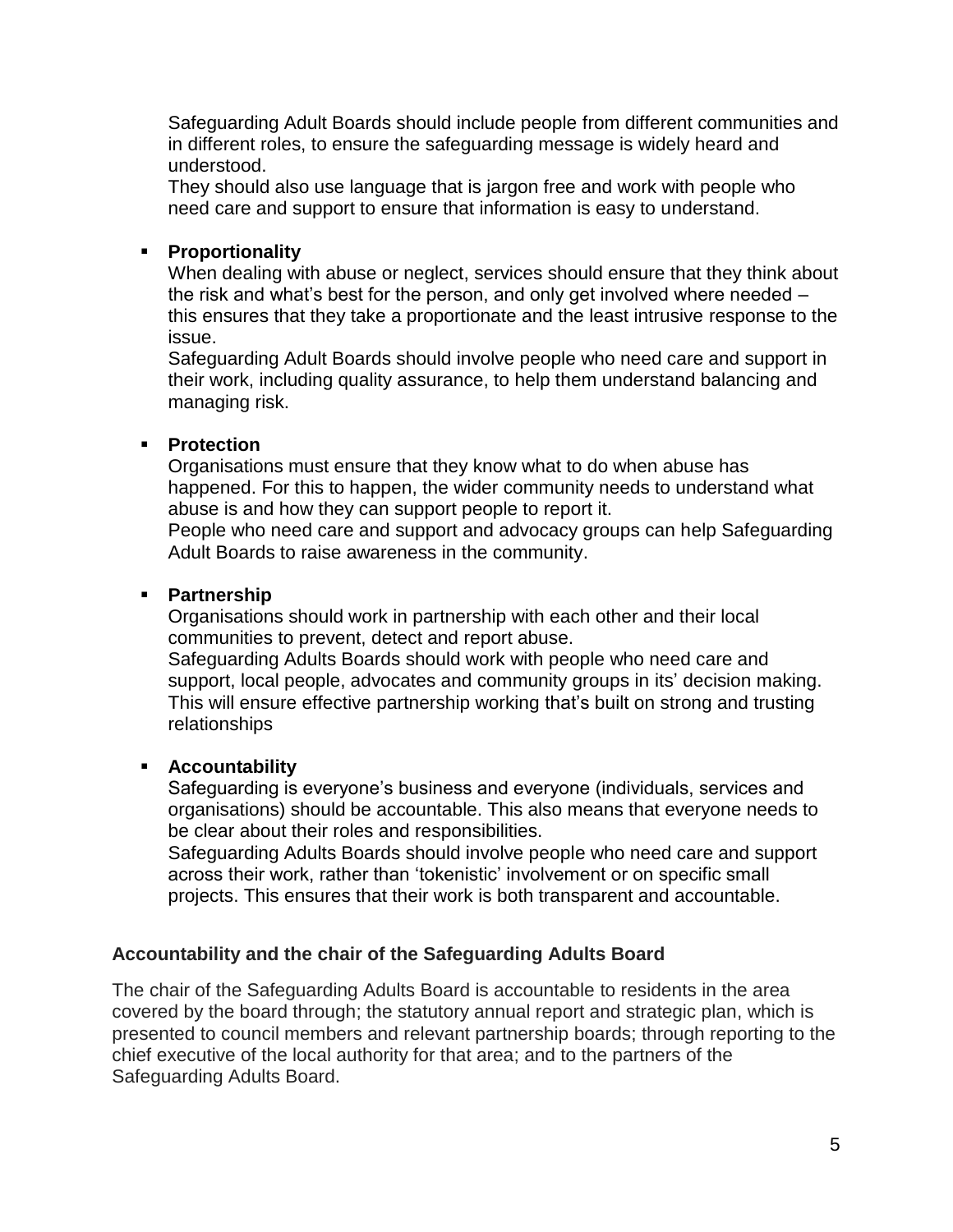Safeguarding Adult Boards should include people from different communities and in different roles, to ensure the safeguarding message is widely heard and understood.
They should also use language that is jargon free and work with people who need care and support to ensure that information is easy to understand.

- **Proportionality**
  When dealing with abuse or neglect, services should ensure that they think about the risk and what's best for the person, and only get involved where needed – this ensures that they take a proportionate and the least intrusive response to the issue.
  Safeguarding Adult Boards should involve people who need care and support in their work, including quality assurance, to help them understand balancing and managing risk.

- **Protection**
  Organisations must ensure that they know what to do when abuse has happened. For this to happen, the wider community needs to understand what abuse is and how they can support people to report it.
  People who need care and support and advocacy groups can help Safeguarding Adult Boards to raise awareness in the community.

- **Partnership**
  Organisations should work in partnership with each other and their local communities to prevent, detect and report abuse.
  Safeguarding Adults Boards should work with people who need care and support, local people, advocates and community groups in its' decision making. This will ensure effective partnership working that's built on strong and trusting relationships

- **Accountability**
  Safeguarding is everyone's business and everyone (individuals, services and organisations) should be accountable. This also means that everyone needs to be clear about their roles and responsibilities.
  Safeguarding Adults Boards should involve people who need care and support across their work, rather than 'tokenistic' involvement or on specific small projects. This ensures that their work is both transparent and accountable.

### Accountability and the chair of the Safeguarding Adults Board

The chair of the Safeguarding Adults Board is accountable to residents in the area covered by the board through; the statutory annual report and strategic plan, which is presented to council members and relevant partnership boards; through reporting to the chief executive of the local authority for that area; and to the partners of the Safeguarding Adults Board.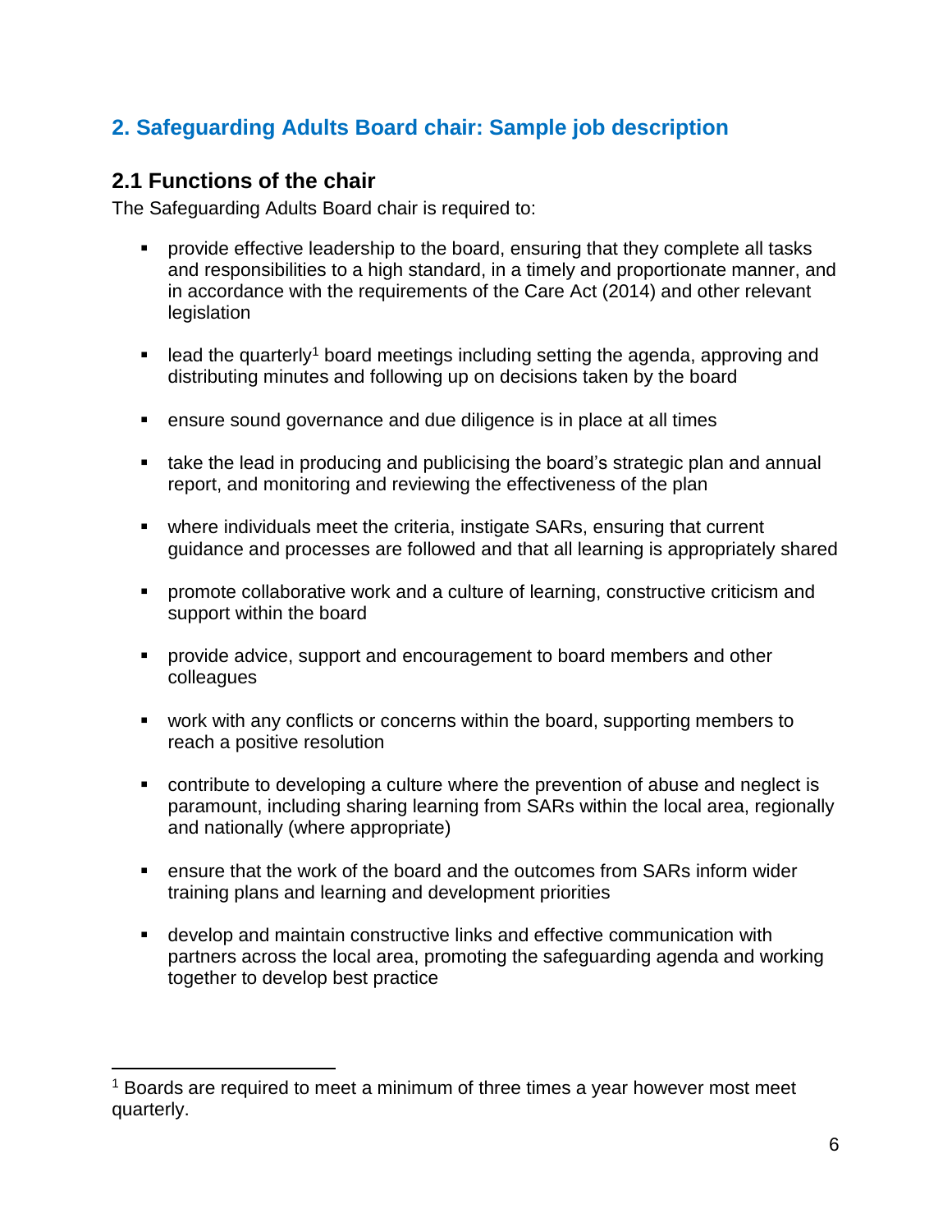## 2. Safeguarding Adults Board chair: Sample job description

### 2.1 Functions of the chair

The Safeguarding Adults Board chair is required to:

- provide effective leadership to the board, ensuring that they complete all tasks and responsibilities to a high standard, in a timely and proportionate manner, and in accordance with the requirements of the Care Act (2014) and other relevant legislation
- lead the quarterly[1] board meetings including setting the agenda, approving and distributing minutes and following up on decisions taken by the board
- ensure sound governance and due diligence is in place at all times
- take the lead in producing and publicising the board's strategic plan and annual report, and monitoring and reviewing the effectiveness of the plan
- where individuals meet the criteria, instigate SARs, ensuring that current guidance and processes are followed and that all learning is appropriately shared
- promote collaborative work and a culture of learning, constructive criticism and support within the board
- provide advice, support and encouragement to board members and other colleagues
- work with any conflicts or concerns within the board, supporting members to reach a positive resolution
- contribute to developing a culture where the prevention of abuse and neglect is paramount, including sharing learning from SARs within the local area, regionally and nationally (where appropriate)
- ensure that the work of the board and the outcomes from SARs inform wider training plans and learning and development priorities
- develop and maintain constructive links and effective communication with partners across the local area, promoting the safeguarding agenda and working together to develop best practice

[1] Boards are required to meet a minimum of three times a year however most meet quarterly.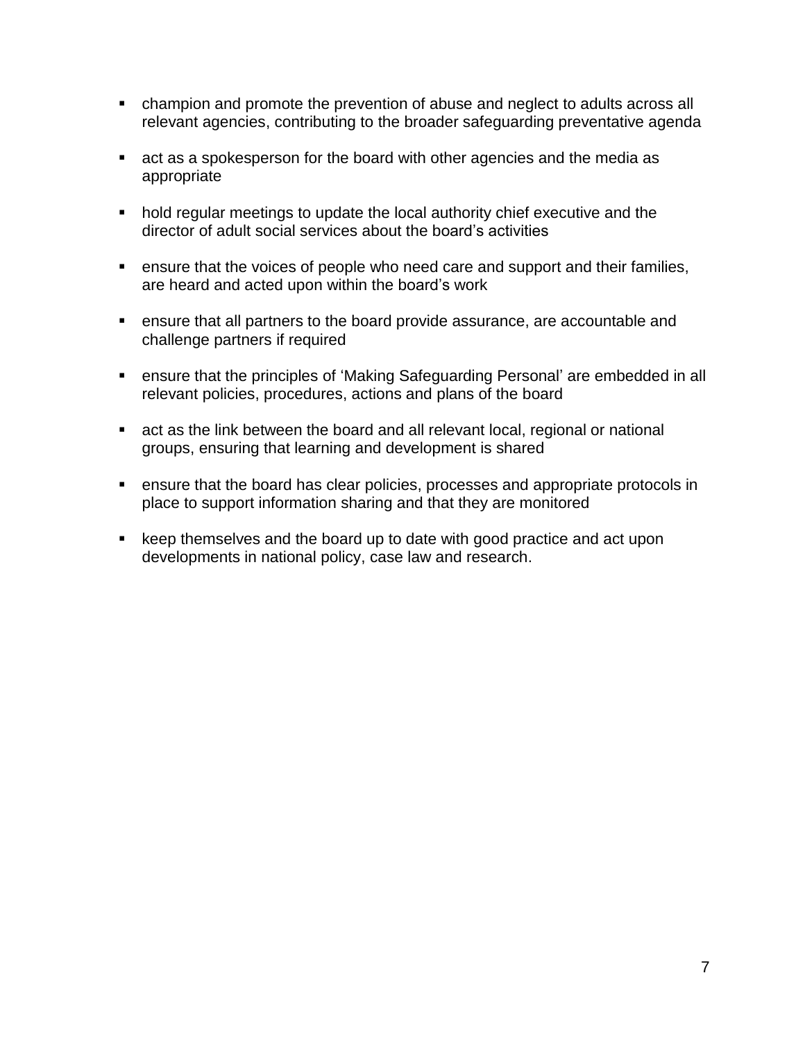- champion and promote the prevention of abuse and neglect to adults across all relevant agencies, contributing to the broader safeguarding preventative agenda

- act as a spokesperson for the board with other agencies and the media as appropriate

- hold regular meetings to update the local authority chief executive and the director of adult social services about the board's activities

- ensure that the voices of people who need care and support and their families, are heard and acted upon within the board's work

- ensure that all partners to the board provide assurance, are accountable and challenge partners if required

- ensure that the principles of 'Making Safeguarding Personal' are embedded in all relevant policies, procedures, actions and plans of the board

- act as the link between the board and all relevant local, regional or national groups, ensuring that learning and development is shared

- ensure that the board has clear policies, processes and appropriate protocols in place to support information sharing and that they are monitored

- keep themselves and the board up to date with good practice and act upon developments in national policy, case law and research.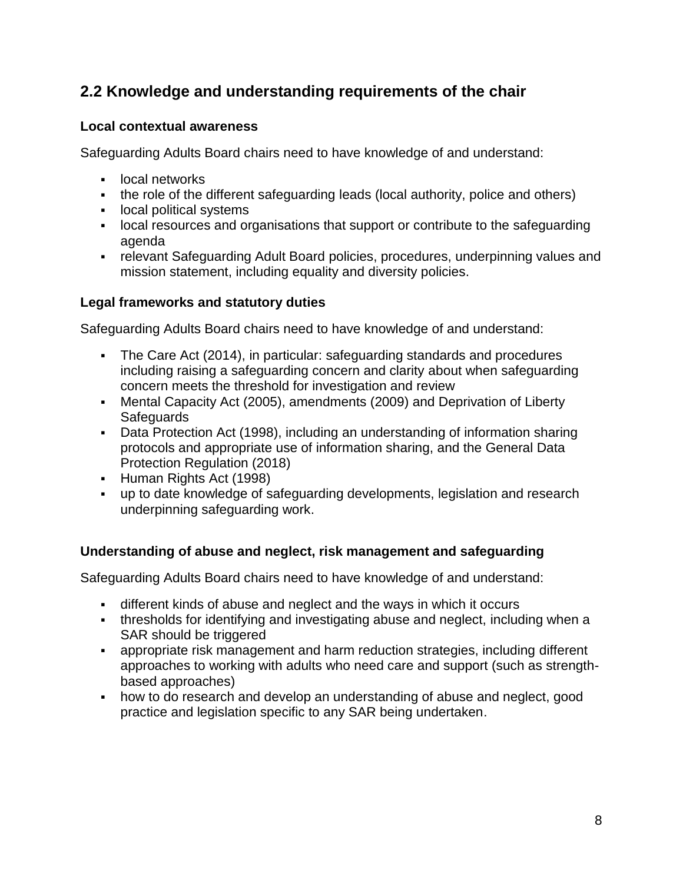## 2.2 Knowledge and understanding requirements of the chair

### Local contextual awareness

Safeguarding Adults Board chairs need to have knowledge of and understand:

- local networks
- the role of the different safeguarding leads (local authority, police and others)
- local political systems
- local resources and organisations that support or contribute to the safeguarding agenda
- relevant Safeguarding Adult Board policies, procedures, underpinning values and mission statement, including equality and diversity policies.

### Legal frameworks and statutory duties

Safeguarding Adults Board chairs need to have knowledge of and understand:

- The Care Act (2014), in particular: safeguarding standards and procedures including raising a safeguarding concern and clarity about when safeguarding concern meets the threshold for investigation and review
- Mental Capacity Act (2005), amendments (2009) and Deprivation of Liberty Safeguards
- Data Protection Act (1998), including an understanding of information sharing protocols and appropriate use of information sharing, and the General Data Protection Regulation (2018)
- Human Rights Act (1998)
- up to date knowledge of safeguarding developments, legislation and research underpinning safeguarding work.

### Understanding of abuse and neglect, risk management and safeguarding

Safeguarding Adults Board chairs need to have knowledge of and understand:

- different kinds of abuse and neglect and the ways in which it occurs
- thresholds for identifying and investigating abuse and neglect, including when a SAR should be triggered
- appropriate risk management and harm reduction strategies, including different approaches to working with adults who need care and support (such as strength-based approaches)
- how to do research and develop an understanding of abuse and neglect, good practice and legislation specific to any SAR being undertaken.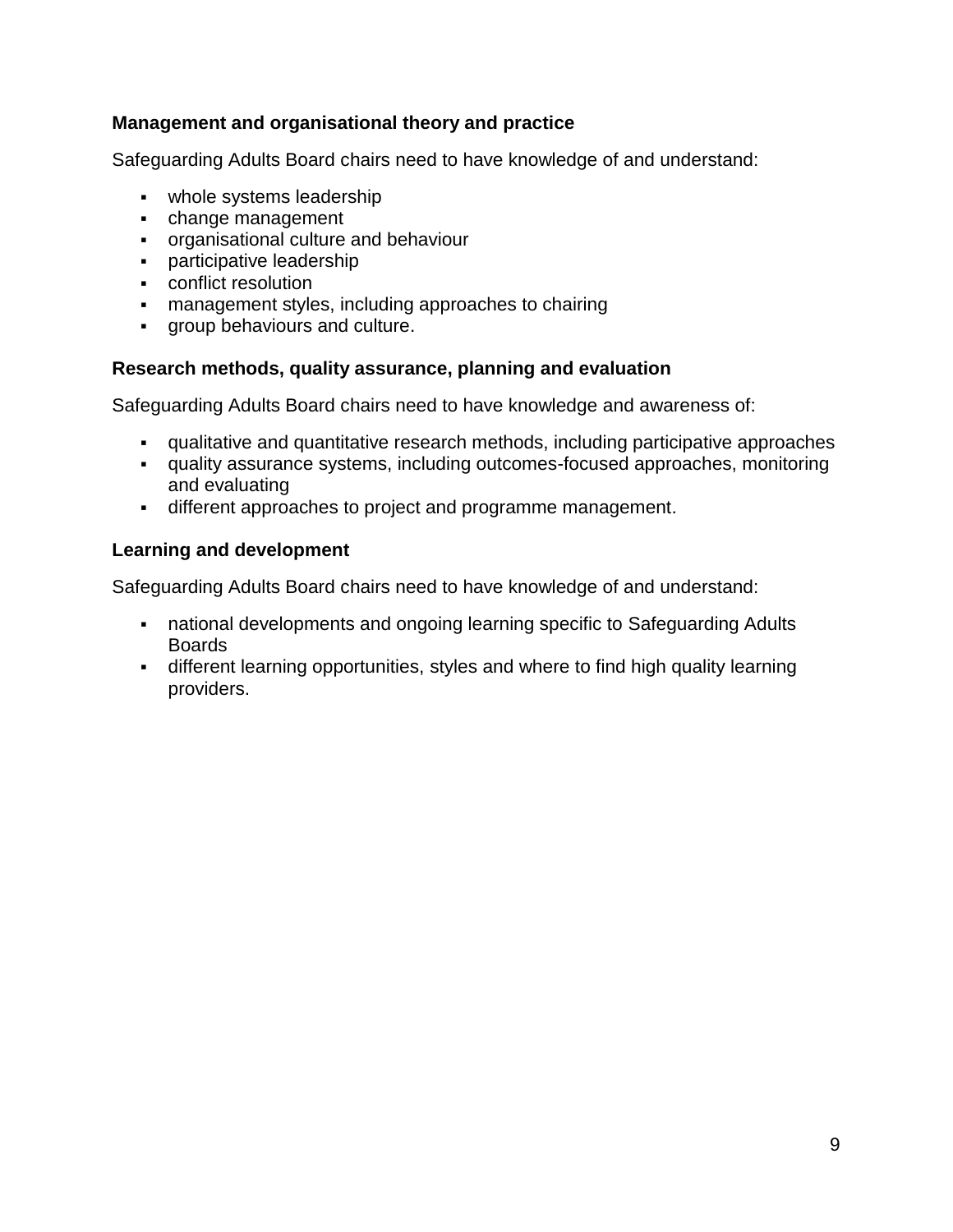### Management and organisational theory and practice

Safeguarding Adults Board chairs need to have knowledge of and understand:

- whole systems leadership
- change management
- organisational culture and behaviour
- participative leadership
- conflict resolution
- management styles, including approaches to chairing
- group behaviours and culture.

### Research methods, quality assurance, planning and evaluation

Safeguarding Adults Board chairs need to have knowledge and awareness of:

- qualitative and quantitative research methods, including participative approaches
- quality assurance systems, including outcomes-focused approaches, monitoring and evaluating
- different approaches to project and programme management.

### Learning and development

Safeguarding Adults Board chairs need to have knowledge of and understand:

- national developments and ongoing learning specific to Safeguarding Adults Boards
- different learning opportunities, styles and where to find high quality learning providers.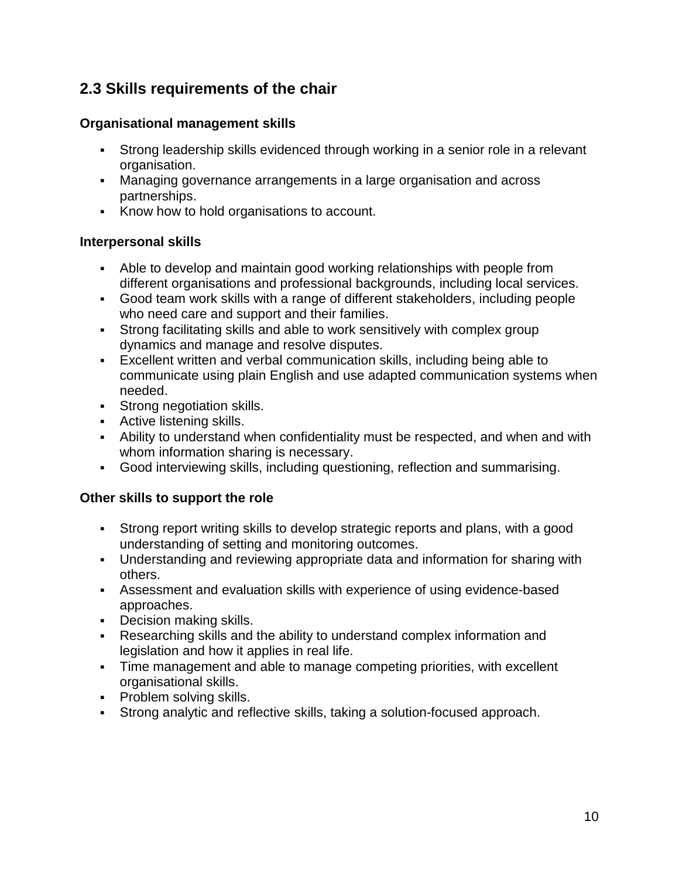## 2.3 Skills requirements of the chair

### Organisational management skills

- Strong leadership skills evidenced through working in a senior role in a relevant organisation.
- Managing governance arrangements in a large organisation and across partnerships.
- Know how to hold organisations to account.

### Interpersonal skills

- Able to develop and maintain good working relationships with people from different organisations and professional backgrounds, including local services.
- Good team work skills with a range of different stakeholders, including people who need care and support and their families.
- Strong facilitating skills and able to work sensitively with complex group dynamics and manage and resolve disputes.
- Excellent written and verbal communication skills, including being able to communicate using plain English and use adapted communication systems when needed.
- Strong negotiation skills.
- Active listening skills.
- Ability to understand when confidentiality must be respected, and when and with whom information sharing is necessary.
- Good interviewing skills, including questioning, reflection and summarising.

### Other skills to support the role

- Strong report writing skills to develop strategic reports and plans, with a good understanding of setting and monitoring outcomes.
- Understanding and reviewing appropriate data and information for sharing with others.
- Assessment and evaluation skills with experience of using evidence-based approaches.
- Decision making skills.
- Researching skills and the ability to understand complex information and legislation and how it applies in real life.
- Time management and able to manage competing priorities, with excellent organisational skills.
- Problem solving skills.
- Strong analytic and reflective skills, taking a solution-focused approach.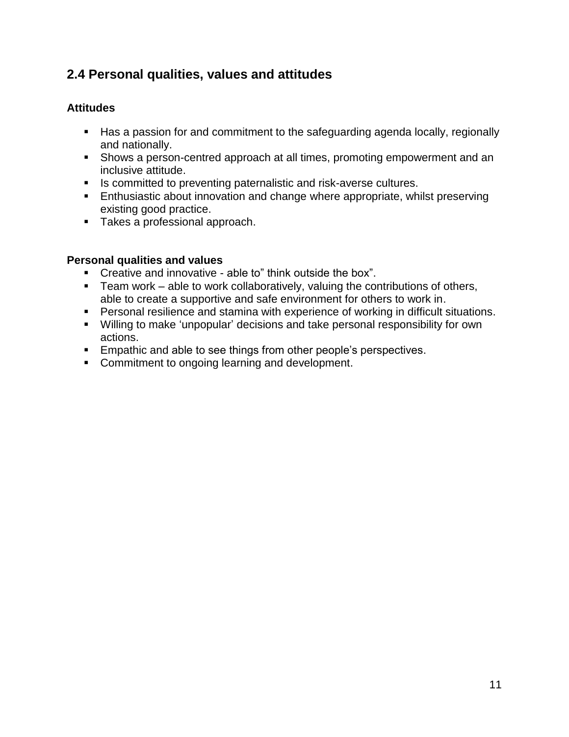## 2.4 Personal qualities, values and attitudes

### Attitudes

- Has a passion for and commitment to the safeguarding agenda locally, regionally and nationally.
- Shows a person-centred approach at all times, promoting empowerment and an inclusive attitude.
- Is committed to preventing paternalistic and risk-averse cultures.
- Enthusiastic about innovation and change where appropriate, whilst preserving existing good practice.
- Takes a professional approach.

### Personal qualities and values

- Creative and innovative - able to" think outside the box".
- Team work – able to work collaboratively, valuing the contributions of others, able to create a supportive and safe environment for others to work in.
- Personal resilience and stamina with experience of working in difficult situations.
- Willing to make 'unpopular' decisions and take personal responsibility for own actions.
- Empathic and able to see things from other people's perspectives.
- Commitment to ongoing learning and development.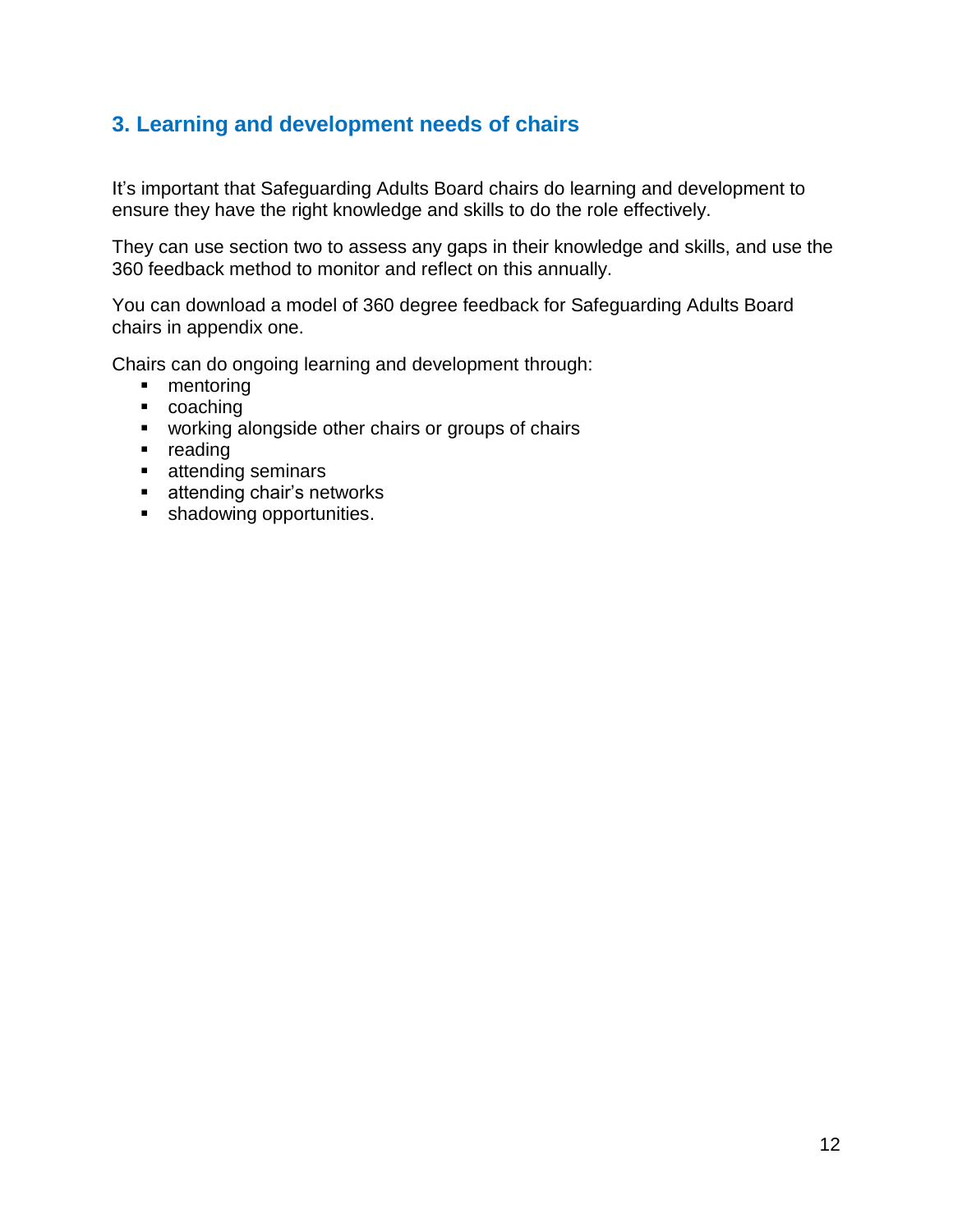## 3. Learning and development needs of chairs

It's important that Safeguarding Adults Board chairs do learning and development to ensure they have the right knowledge and skills to do the role effectively.

They can use section two to assess any gaps in their knowledge and skills, and use the 360 feedback method to monitor and reflect on this annually.

You can download a model of 360 degree feedback for Safeguarding Adults Board chairs in appendix one.

Chairs can do ongoing learning and development through:

- mentoring
- coaching
- working alongside other chairs or groups of chairs
- reading
- attending seminars
- attending chair's networks
- shadowing opportunities.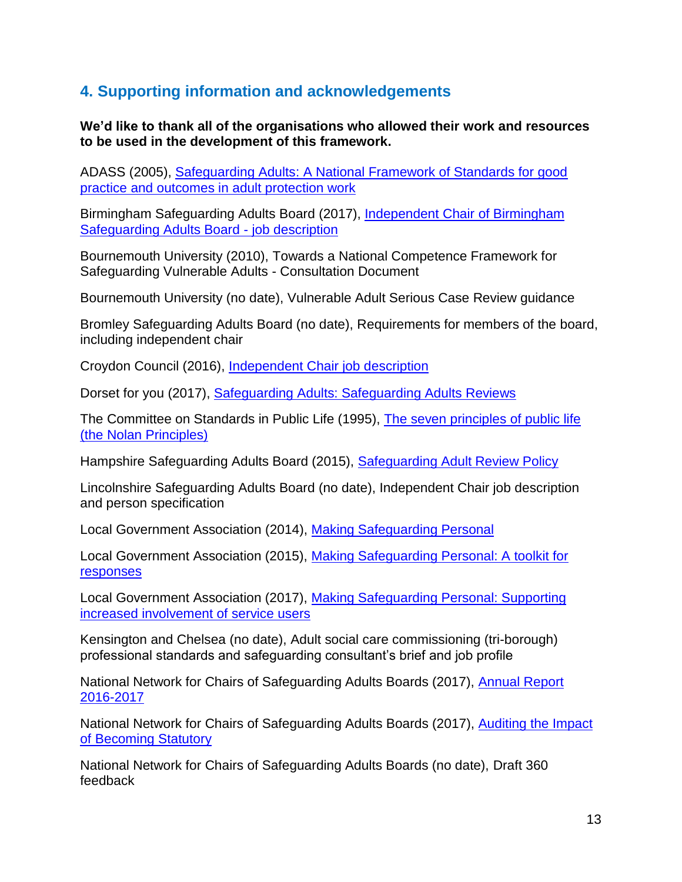## 4. Supporting information and acknowledgements

**We'd like to thank all of the organisations who allowed their work and resources to be used in the development of this framework.**

ADASS (2005), Safeguarding Adults: A National Framework of Standards for good practice and outcomes in adult protection work

Birmingham Safeguarding Adults Board (2017), Independent Chair of Birmingham Safeguarding Adults Board - job description

Bournemouth University (2010), Towards a National Competence Framework for Safeguarding Vulnerable Adults - Consultation Document

Bournemouth University (no date), Vulnerable Adult Serious Case Review guidance

Bromley Safeguarding Adults Board (no date), Requirements for members of the board, including independent chair

Croydon Council (2016), Independent Chair job description

Dorset for you (2017), Safeguarding Adults: Safeguarding Adults Reviews

The Committee on Standards in Public Life (1995), The seven principles of public life (the Nolan Principles)

Hampshire Safeguarding Adults Board (2015), Safeguarding Adult Review Policy

Lincolnshire Safeguarding Adults Board (no date), Independent Chair job description and person specification

Local Government Association (2014), Making Safeguarding Personal

Local Government Association (2015), Making Safeguarding Personal: A toolkit for responses

Local Government Association (2017), Making Safeguarding Personal: Supporting increased involvement of service users

Kensington and Chelsea (no date), Adult social care commissioning (tri-borough) professional standards and safeguarding consultant's brief and job profile

National Network for Chairs of Safeguarding Adults Boards (2017), Annual Report 2016-2017

National Network for Chairs of Safeguarding Adults Boards (2017), Auditing the Impact of Becoming Statutory

National Network for Chairs of Safeguarding Adults Boards (no date), Draft 360 feedback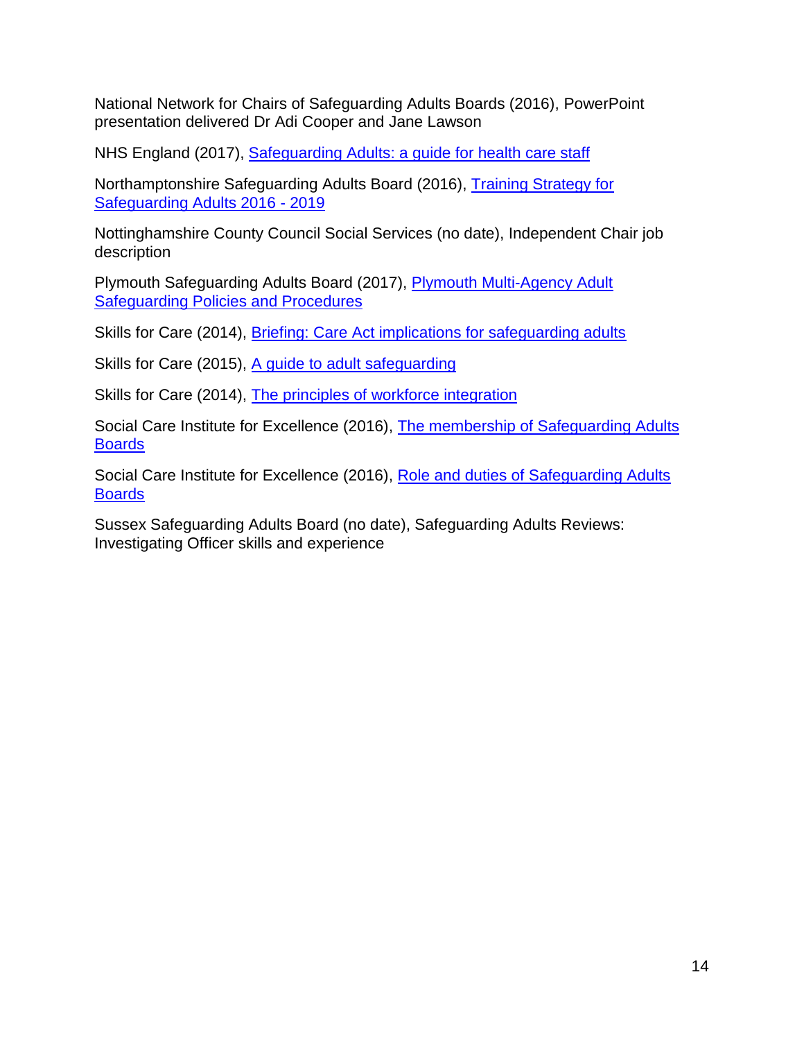National Network for Chairs of Safeguarding Adults Boards (2016), PowerPoint presentation delivered Dr Adi Cooper and Jane Lawson

NHS England (2017), Safeguarding Adults: a guide for health care staff

Northamptonshire Safeguarding Adults Board (2016), Training Strategy for Safeguarding Adults 2016 - 2019

Nottinghamshire County Council Social Services (no date), Independent Chair job description

Plymouth Safeguarding Adults Board (2017), Plymouth Multi-Agency Adult Safeguarding Policies and Procedures

Skills for Care (2014), Briefing: Care Act implications for safeguarding adults

Skills for Care (2015), A guide to adult safeguarding

Skills for Care (2014), The principles of workforce integration

Social Care Institute for Excellence (2016), The membership of Safeguarding Adults Boards

Social Care Institute for Excellence (2016), Role and duties of Safeguarding Adults Boards

Sussex Safeguarding Adults Board (no date), Safeguarding Adults Reviews: Investigating Officer skills and experience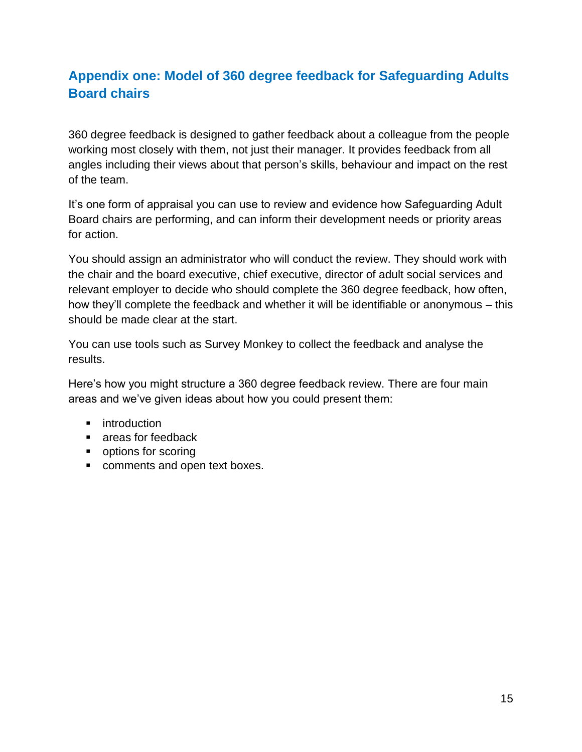## Appendix one: Model of 360 degree feedback for Safeguarding Adults Board chairs

360 degree feedback is designed to gather feedback about a colleague from the people working most closely with them, not just their manager. It provides feedback from all angles including their views about that person's skills, behaviour and impact on the rest of the team.

It's one form of appraisal you can use to review and evidence how Safeguarding Adult Board chairs are performing, and can inform their development needs or priority areas for action.

You should assign an administrator who will conduct the review. They should work with the chair and the board executive, chief executive, director of adult social services and relevant employer to decide who should complete the 360 degree feedback, how often, how they'll complete the feedback and whether it will be identifiable or anonymous – this should be made clear at the start.

You can use tools such as Survey Monkey to collect the feedback and analyse the results.

Here's how you might structure a 360 degree feedback review. There are four main areas and we've given ideas about how you could present them:

- introduction
- areas for feedback
- options for scoring
- comments and open text boxes.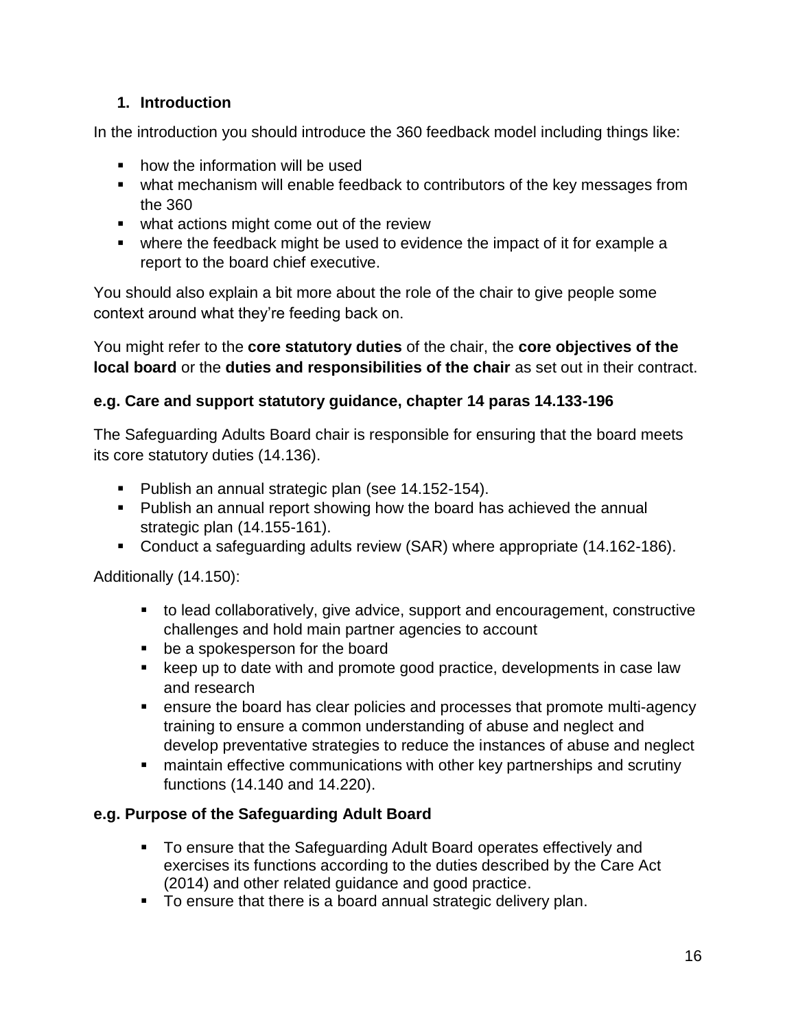## 1. Introduction

In the introduction you should introduce the 360 feedback model including things like:

- how the information will be used
- what mechanism will enable feedback to contributors of the key messages from the 360
- what actions might come out of the review
- where the feedback might be used to evidence the impact of it for example a report to the board chief executive.

You should also explain a bit more about the role of the chair to give people some context around what they're feeding back on.

You might refer to the **core statutory duties** of the chair, the **core objectives of the local board** or the **duties and responsibilities of the chair** as set out in their contract.

**e.g. Care and support statutory guidance, chapter 14 paras 14.133-196**

The Safeguarding Adults Board chair is responsible for ensuring that the board meets its core statutory duties (14.136).

- Publish an annual strategic plan (see 14.152-154).
- Publish an annual report showing how the board has achieved the annual strategic plan (14.155-161).
- Conduct a safeguarding adults review (SAR) where appropriate (14.162-186).

Additionally (14.150):

- to lead collaboratively, give advice, support and encouragement, constructive challenges and hold main partner agencies to account
- be a spokesperson for the board
- keep up to date with and promote good practice, developments in case law and research
- ensure the board has clear policies and processes that promote multi-agency training to ensure a common understanding of abuse and neglect and develop preventative strategies to reduce the instances of abuse and neglect
- maintain effective communications with other key partnerships and scrutiny functions (14.140 and 14.220).

**e.g. Purpose of the Safeguarding Adult Board**

- To ensure that the Safeguarding Adult Board operates effectively and exercises its functions according to the duties described by the Care Act (2014) and other related guidance and good practice.
- To ensure that there is a board annual strategic delivery plan.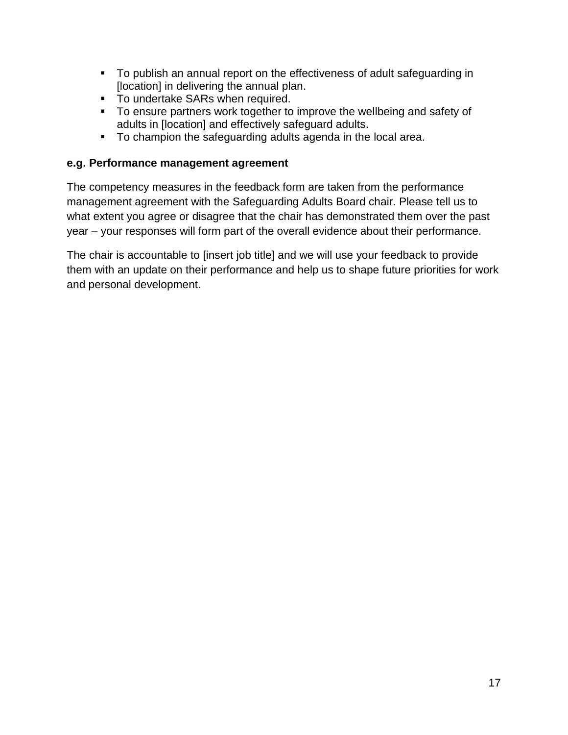- To publish an annual report on the effectiveness of adult safeguarding in [location] in delivering the annual plan.
- To undertake SARs when required.
- To ensure partners work together to improve the wellbeing and safety of adults in [location] and effectively safeguard adults.
- To champion the safeguarding adults agenda in the local area.

**e.g. Performance management agreement**

The competency measures in the feedback form are taken from the performance management agreement with the Safeguarding Adults Board chair. Please tell us to what extent you agree or disagree that the chair has demonstrated them over the past year – your responses will form part of the overall evidence about their performance.

The chair is accountable to [insert job title] and we will use your feedback to provide them with an update on their performance and help us to shape future priorities for work and personal development.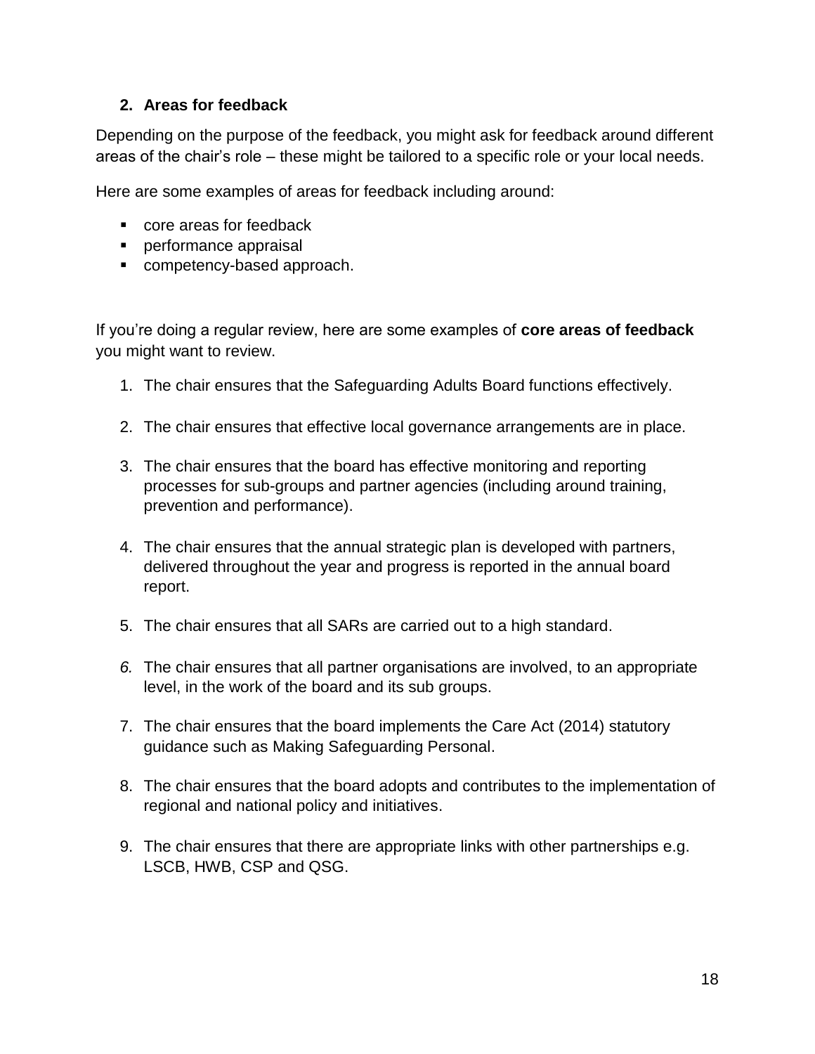## 2. Areas for feedback

Depending on the purpose of the feedback, you might ask for feedback around different areas of the chair's role – these might be tailored to a specific role or your local needs.

Here are some examples of areas for feedback including around:

- core areas for feedback
- performance appraisal
- competency-based approach.

If you're doing a regular review, here are some examples of **core areas of feedback** you might want to review.

1. The chair ensures that the Safeguarding Adults Board functions effectively.
2. The chair ensures that effective local governance arrangements are in place.
3. The chair ensures that the board has effective monitoring and reporting processes for sub-groups and partner agencies (including around training, prevention and performance).
4. The chair ensures that the annual strategic plan is developed with partners, delivered throughout the year and progress is reported in the annual board report.
5. The chair ensures that all SARs are carried out to a high standard.
6. The chair ensures that all partner organisations are involved, to an appropriate level, in the work of the board and its sub groups.
7. The chair ensures that the board implements the Care Act (2014) statutory guidance such as Making Safeguarding Personal.
8. The chair ensures that the board adopts and contributes to the implementation of regional and national policy and initiatives.
9. The chair ensures that there are appropriate links with other partnerships e.g. LSCB, HWB, CSP and QSG.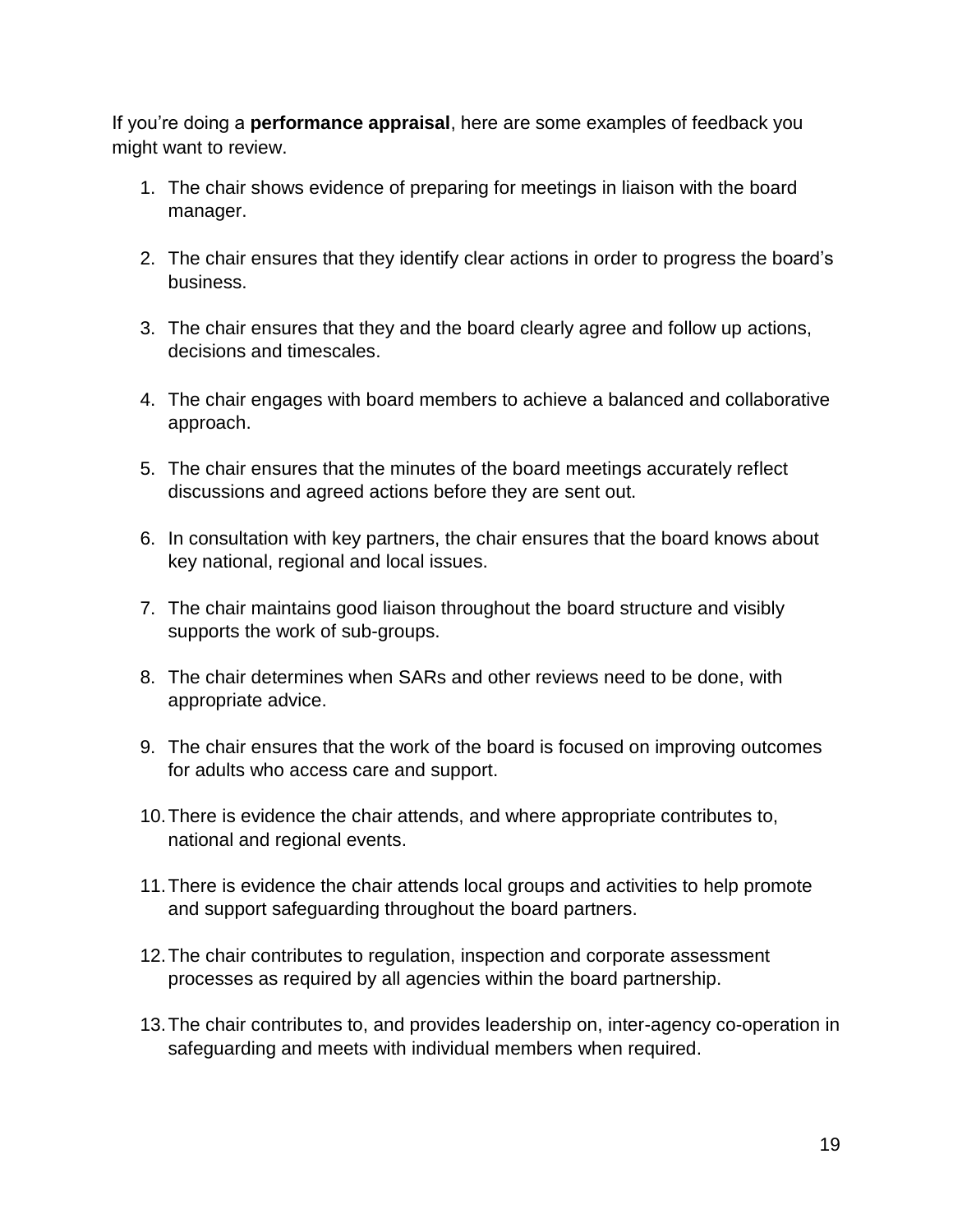If you're doing a **performance appraisal**, here are some examples of feedback you might want to review.

1. The chair shows evidence of preparing for meetings in liaison with the board manager.
2. The chair ensures that they identify clear actions in order to progress the board's business.
3. The chair ensures that they and the board clearly agree and follow up actions, decisions and timescales.
4. The chair engages with board members to achieve a balanced and collaborative approach.
5. The chair ensures that the minutes of the board meetings accurately reflect discussions and agreed actions before they are sent out.
6. In consultation with key partners, the chair ensures that the board knows about key national, regional and local issues.
7. The chair maintains good liaison throughout the board structure and visibly supports the work of sub-groups.
8. The chair determines when SARs and other reviews need to be done, with appropriate advice.
9. The chair ensures that the work of the board is focused on improving outcomes for adults who access care and support.
10. There is evidence the chair attends, and where appropriate contributes to, national and regional events.
11. There is evidence the chair attends local groups and activities to help promote and support safeguarding throughout the board partners.
12. The chair contributes to regulation, inspection and corporate assessment processes as required by all agencies within the board partnership.
13. The chair contributes to, and provides leadership on, inter-agency co-operation in safeguarding and meets with individual members when required.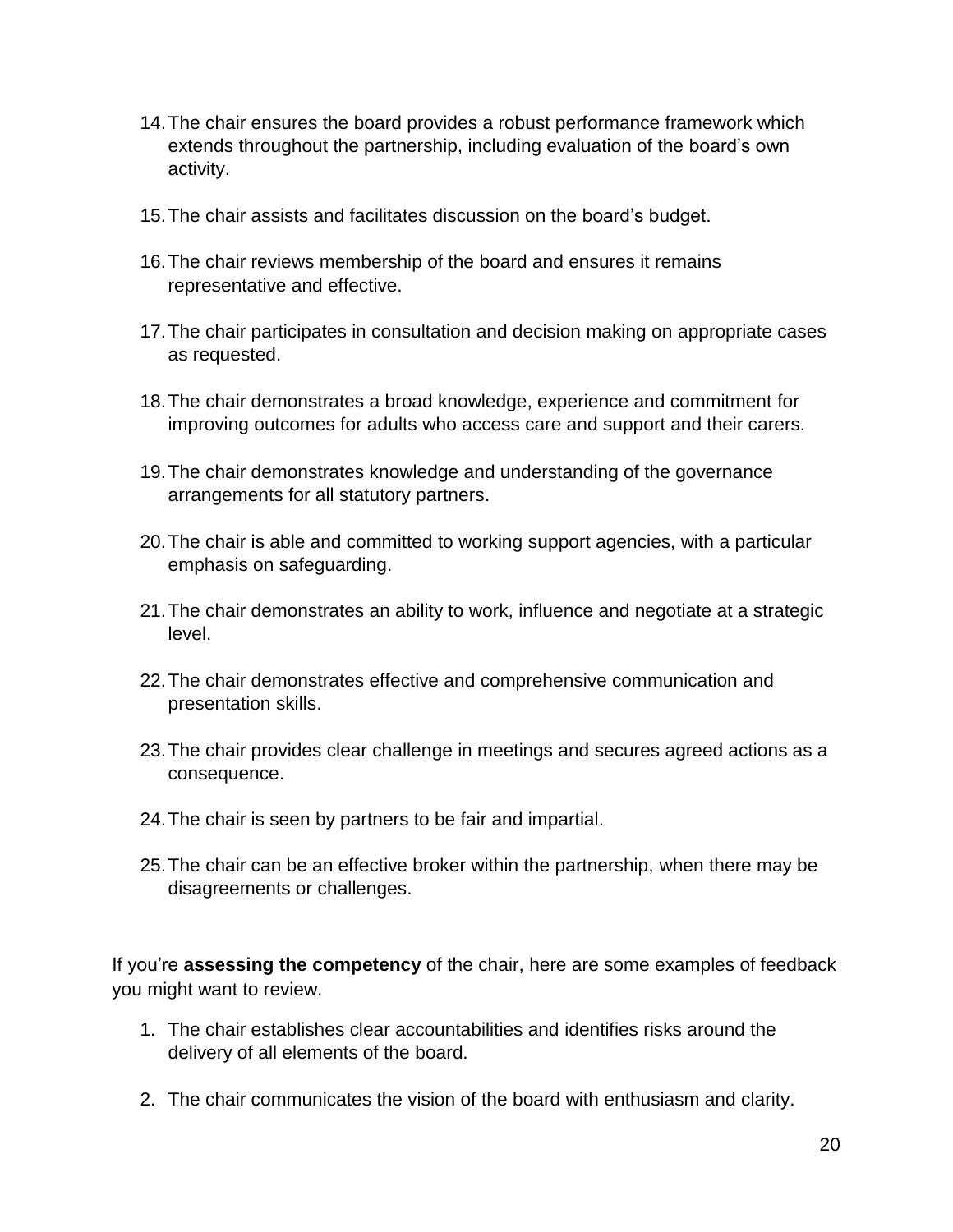14. The chair ensures the board provides a robust performance framework which extends throughout the partnership, including evaluation of the board's own activity.

15. The chair assists and facilitates discussion on the board's budget.

16. The chair reviews membership of the board and ensures it remains representative and effective.

17. The chair participates in consultation and decision making on appropriate cases as requested.

18. The chair demonstrates a broad knowledge, experience and commitment for improving outcomes for adults who access care and support and their carers.

19. The chair demonstrates knowledge and understanding of the governance arrangements for all statutory partners.

20. The chair is able and committed to working support agencies, with a particular emphasis on safeguarding.

21. The chair demonstrates an ability to work, influence and negotiate at a strategic level.

22. The chair demonstrates effective and comprehensive communication and presentation skills.

23. The chair provides clear challenge in meetings and secures agreed actions as a consequence.

24. The chair is seen by partners to be fair and impartial.

25. The chair can be an effective broker within the partnership, when there may be disagreements or challenges.

If you're **assessing the competency** of the chair, here are some examples of feedback you might want to review.

1. The chair establishes clear accountabilities and identifies risks around the delivery of all elements of the board.

2. The chair communicates the vision of the board with enthusiasm and clarity.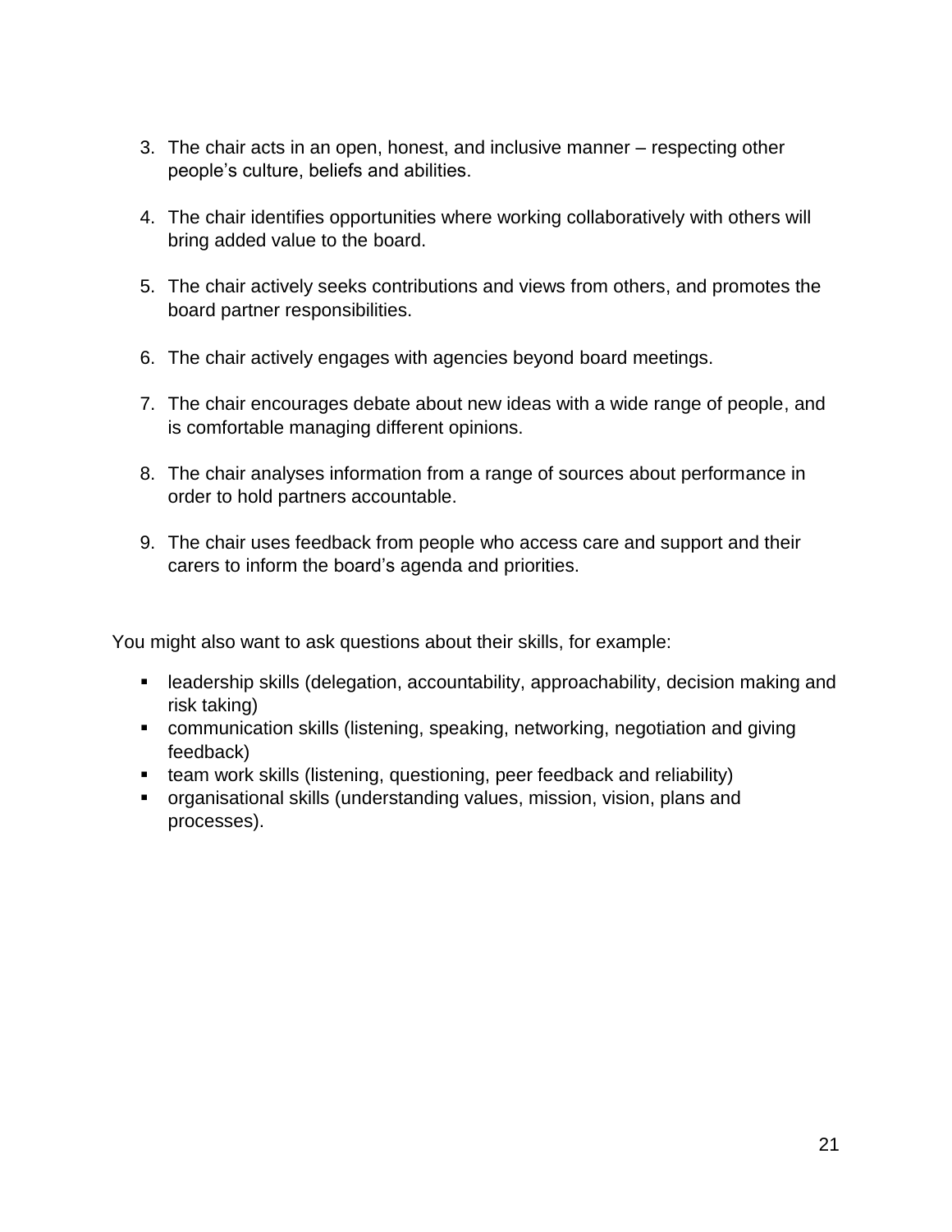3. The chair acts in an open, honest, and inclusive manner – respecting other people's culture, beliefs and abilities.

4. The chair identifies opportunities where working collaboratively with others will bring added value to the board.

5. The chair actively seeks contributions and views from others, and promotes the board partner responsibilities.

6. The chair actively engages with agencies beyond board meetings.

7. The chair encourages debate about new ideas with a wide range of people, and is comfortable managing different opinions.

8. The chair analyses information from a range of sources about performance in order to hold partners accountable.

9. The chair uses feedback from people who access care and support and their carers to inform the board's agenda and priorities.

You might also want to ask questions about their skills, for example:

- leadership skills (delegation, accountability, approachability, decision making and risk taking)
- communication skills (listening, speaking, networking, negotiation and giving feedback)
- team work skills (listening, questioning, peer feedback and reliability)
- organisational skills (understanding values, mission, vision, plans and processes).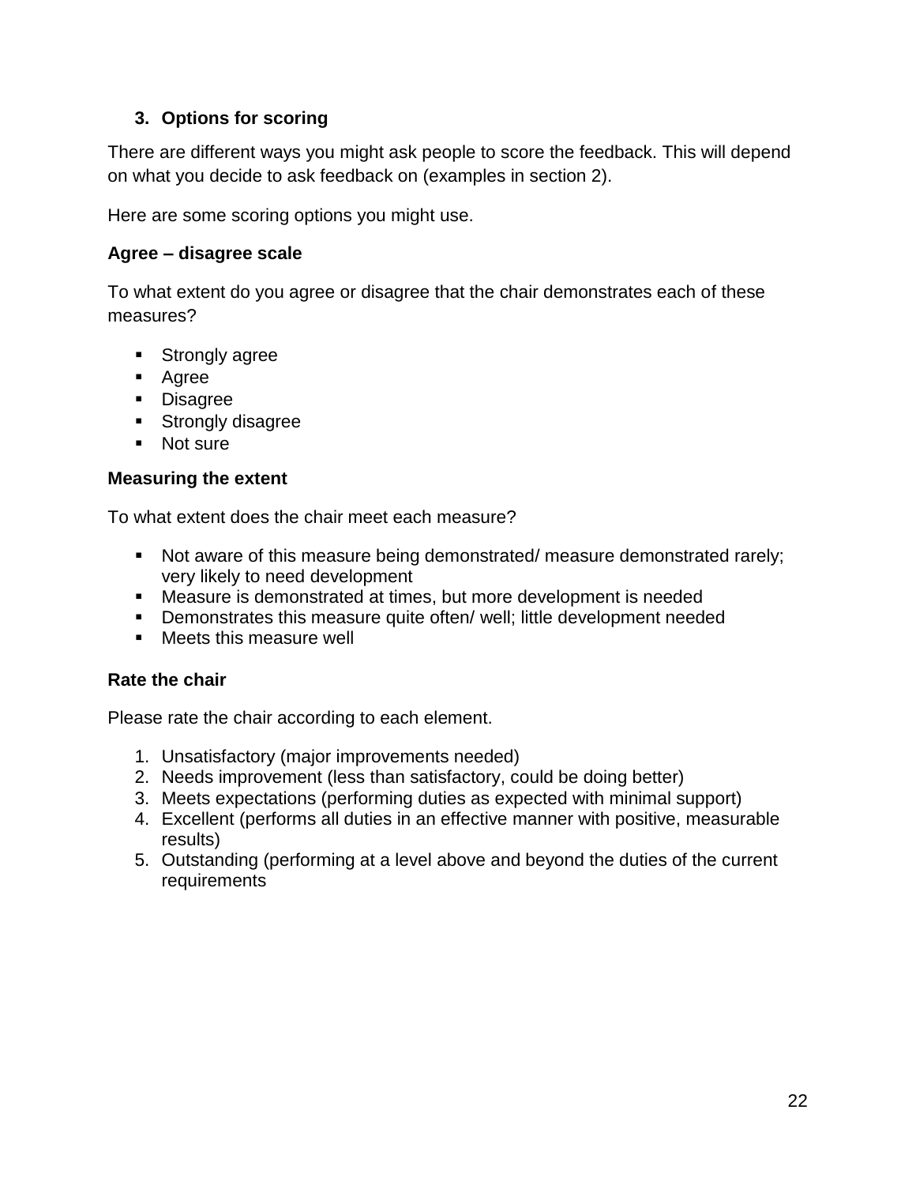### 3. Options for scoring

There are different ways you might ask people to score the feedback. This will depend on what you decide to ask feedback on (examples in section 2).

Here are some scoring options you might use.

**Agree – disagree scale**

To what extent do you agree or disagree that the chair demonstrates each of these measures?

- Strongly agree
- Agree
- Disagree
- Strongly disagree
- Not sure

**Measuring the extent**

To what extent does the chair meet each measure?

- Not aware of this measure being demonstrated/ measure demonstrated rarely; very likely to need development
- Measure is demonstrated at times, but more development is needed
- Demonstrates this measure quite often/ well; little development needed
- Meets this measure well

**Rate the chair**

Please rate the chair according to each element.

1. Unsatisfactory (major improvements needed)
2. Needs improvement (less than satisfactory, could be doing better)
3. Meets expectations (performing duties as expected with minimal support)
4. Excellent (performs all duties in an effective manner with positive, measurable results)
5. Outstanding (performing at a level above and beyond the duties of the current requirements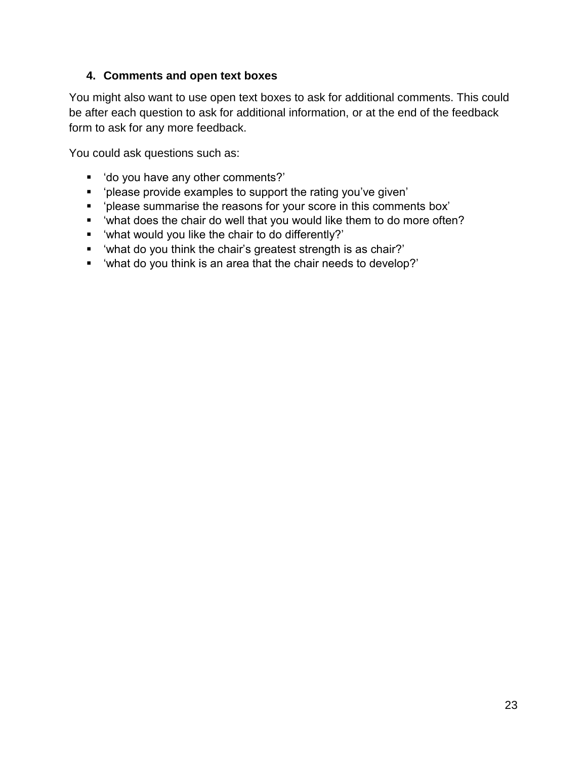### 4. Comments and open text boxes

You might also want to use open text boxes to ask for additional comments. This could be after each question to ask for additional information, or at the end of the feedback form to ask for any more feedback.

You could ask questions such as:

- 'do you have any other comments?'
- 'please provide examples to support the rating you've given'
- 'please summarise the reasons for your score in this comments box'
- 'what does the chair do well that you would like them to do more often?
- 'what would you like the chair to do differently?'
- 'what do you think the chair's greatest strength is as chair?'
- 'what do you think is an area that the chair needs to develop?'